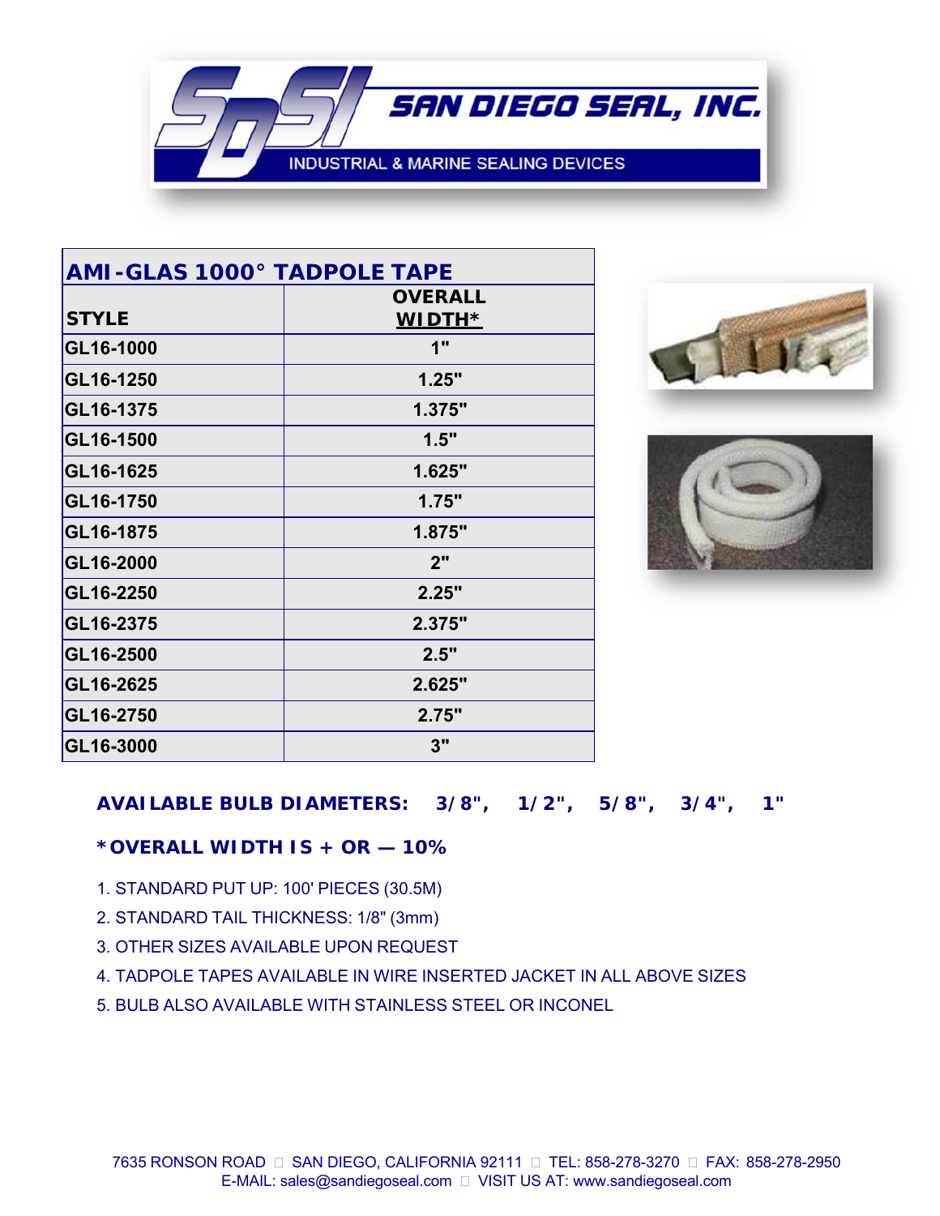# SAN DIEGO SEAL, INC.

INDUSTRIAL & MARINE SEALING DEVICES

## AMI-GLAS 1000° TADPOLE TAPE

| STYLE | OVERALL WIDTH* |
|---|---|
| GL16-1000 | 1" |
| GL16-1250 | 1.25" |
| GL16-1375 | 1.375" |
| GL16-1500 | 1.5" |
| GL16-1625 | 1.625" |
| GL16-1750 | 1.75" |
| GL16-1875 | 1.875" |
| GL16-2000 | 2" |
| GL16-2250 | 2.25" |
| GL16-2375 | 2.375" |
| GL16-2500 | 2.5" |
| GL16-2625 | 2.625" |
| GL16-2750 | 2.75" |
| GL16-3000 | 3" |

**AVAILABLE BULB DIAMETERS: 3/8", 1/2", 5/8", 3/4", 1"**

***OVERALL WIDTH IS + OR — 10%**

1. STANDARD PUT UP: 100' PIECES (30.5M)
2. STANDARD TAIL THICKNESS: 1/8" (3mm)
3. OTHER SIZES AVAILABLE UPON REQUEST
4. TADPOLE TAPES AVAILABLE IN WIRE INSERTED JACKET IN ALL ABOVE SIZES
5. BULB ALSO AVAILABLE WITH STAINLESS STEEL OR INCONEL

7635 RONSON ROAD  SAN DIEGO, CALIFORNIA 92111  TEL: 858-278-3270  FAX: 858-278-2950
E-MAIL: sales@sandiegoseal.com  VISIT US AT: www.sandiegoseal.com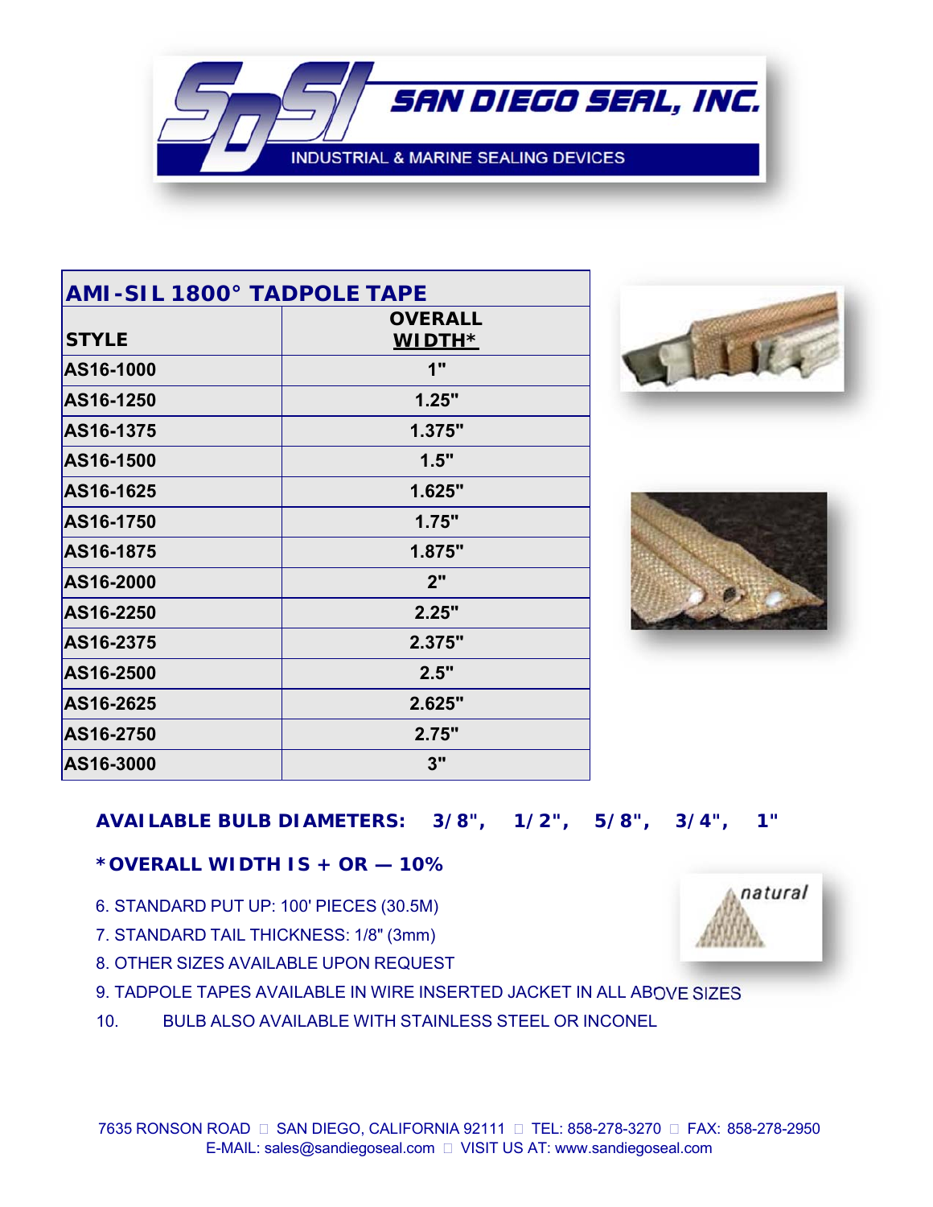# SAN DIEGO SEAL, INC.

INDUSTRIAL & MARINE SEALING DEVICES

| AMI-SIL 1800° TADPOLE TAPE | |
|---|---|
| **STYLE** | **OVERALL WIDTH*** |
| AS16-1000 | 1" |
| AS16-1250 | 1.25" |
| AS16-1375 | 1.375" |
| AS16-1500 | 1.5" |
| AS16-1625 | 1.625" |
| AS16-1750 | 1.75" |
| AS16-1875 | 1.875" |
| AS16-2000 | 2" |
| AS16-2250 | 2.25" |
| AS16-2375 | 2.375" |
| AS16-2500 | 2.5" |
| AS16-2625 | 2.625" |
| AS16-2750 | 2.75" |
| AS16-3000 | 3" |

**AVAILABLE BULB DIAMETERS: 3/8", 1/2", 5/8", 3/4", 1"**

***OVERALL WIDTH IS + OR — 10%**

natural

6. STANDARD PUT UP: 100' PIECES (30.5M)
7. STANDARD TAIL THICKNESS: 1/8" (3mm)
8. OTHER SIZES AVAILABLE UPON REQUEST
9. TADPOLE TAPES AVAILABLE IN WIRE INSERTED JACKET IN ALL ABOVE SIZES
10. BULB ALSO AVAILABLE WITH STAINLESS STEEL OR INCONEL

7635 RONSON ROAD □ SAN DIEGO, CALIFORNIA 92111 □ TEL: 858-278-3270 □ FAX: 858-278-2950
E-MAIL: sales@sandiegoseal.com □ VISIT US AT: www.sandiegoseal.com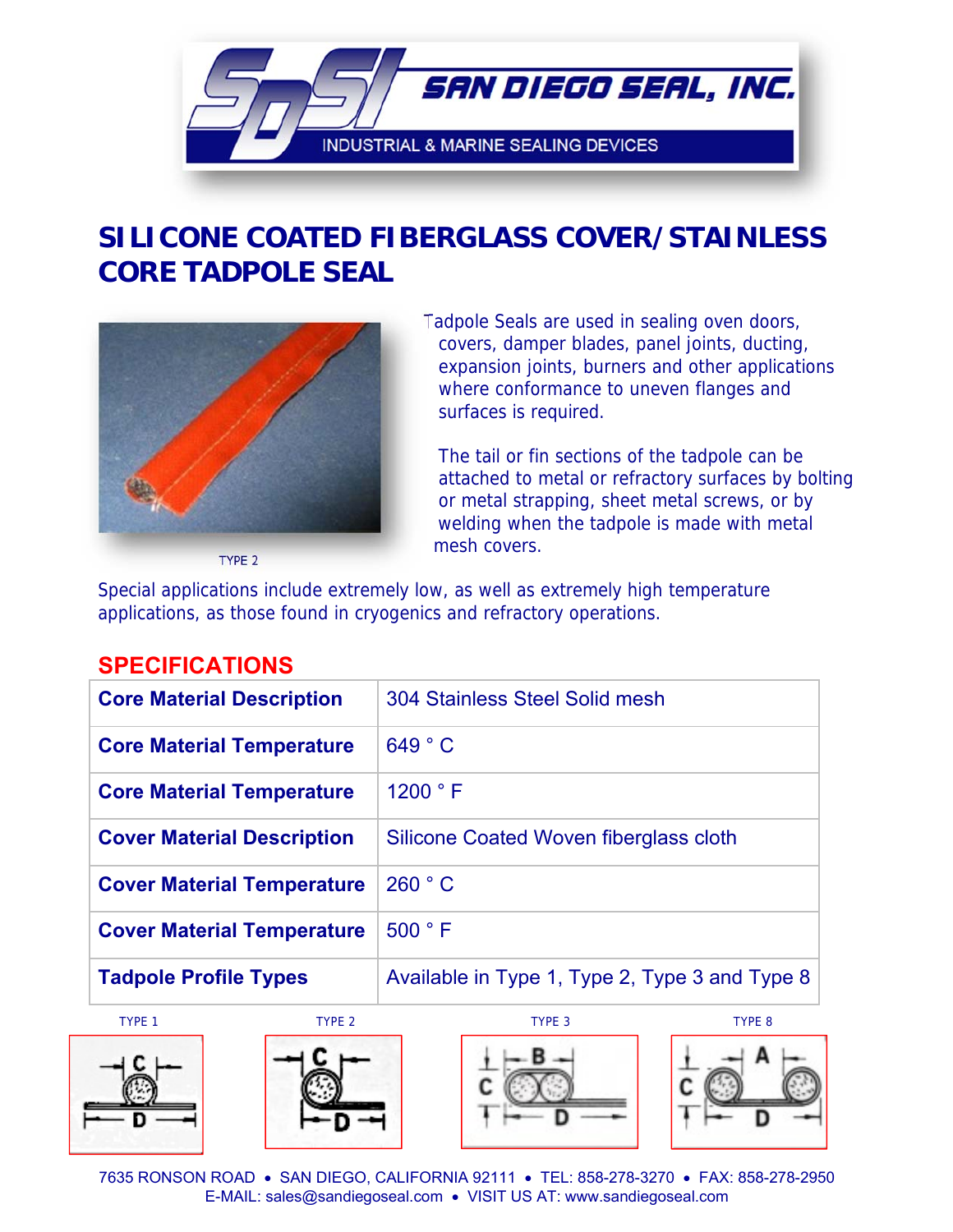# SAN DIEGO SEAL, INC.

INDUSTRIAL & MARINE SEALING DEVICES

## SILICONE COATED FIBERGLASS COVER/STAINLESS CORE TADPOLE SEAL

TYPE 2

Tadpole Seals are used in sealing oven doors, covers, damper blades, panel joints, ducting, expansion joints, burners and other applications where conformance to uneven flanges and surfaces is required.

The tail or fin sections of the tadpole can be attached to metal or refractory surfaces by bolting or metal strapping, sheet metal screws, or by welding when the tadpole is made with metal mesh covers.

Special applications include extremely low, as well as extremely high temperature applications, as those found in cryogenics and refractory operations.

## SPECIFICATIONS

| | |
|---|---|
| **Core Material Description** | 304 Stainless Steel Solid mesh |
| **Core Material Temperature** | 649 ° C |
| **Core Material Temperature** | 1200 ° F |
| **Cover Material Description** | Silicone Coated Woven fiberglass cloth |
| **Cover Material Temperature** | 260 ° C |
| **Cover Material Temperature** | 500 ° F |
| **Tadpole Profile Types** | Available in Type 1, Type 2, Type 3 and Type 8 |

TYPE 1

C
D

TYPE 2

C
D

TYPE 3

B
C
D

TYPE 8

A
C
D

7635 RONSON ROAD • SAN DIEGO, CALIFORNIA 92111 • TEL: 858-278-3270 • FAX: 858-278-2950
E-MAIL: sales@sandiegoseal.com • VISIT US AT: www.sandiegoseal.com